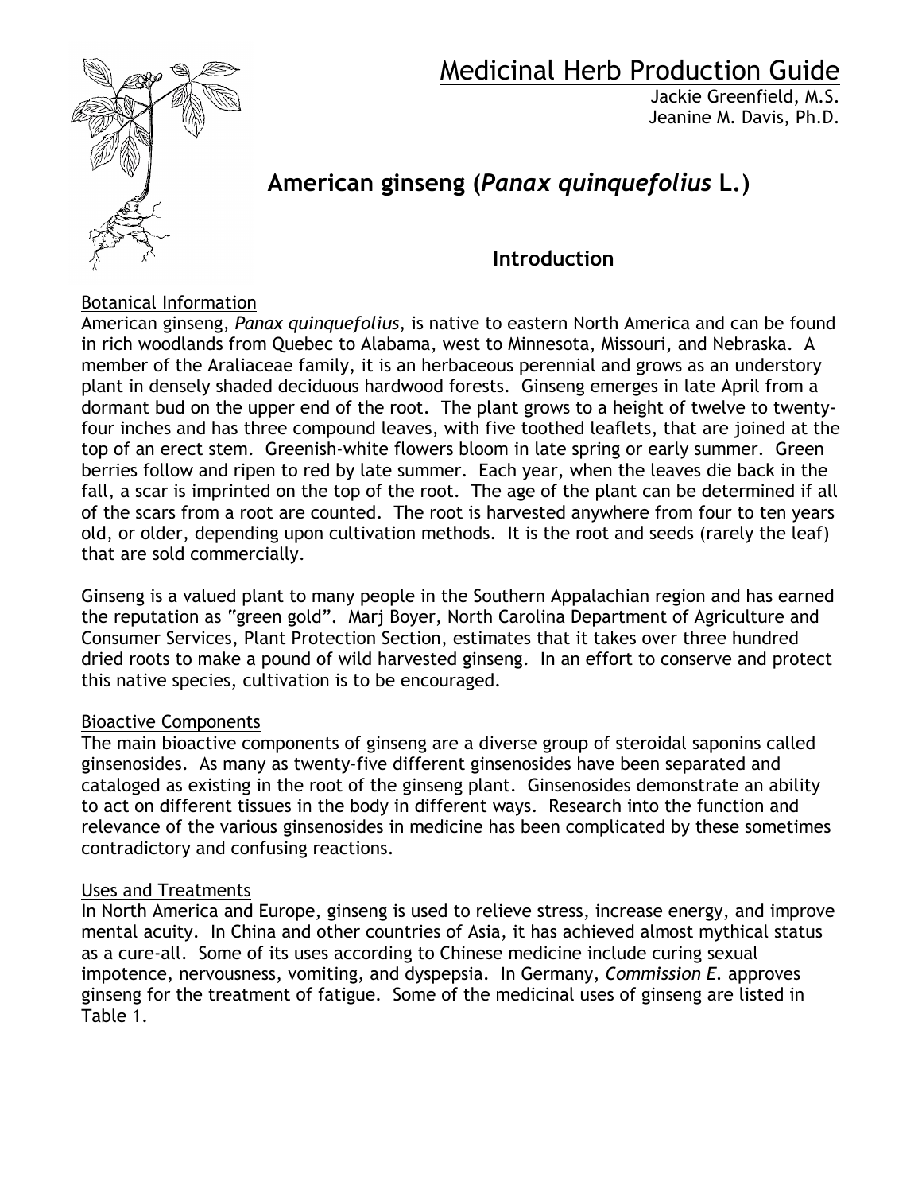# Medicinal Herb Production Guide

Jackie Greenfield, M.S.
Jeanine M. Davis, Ph.D.

## American ginseng (*Panax quinquefolius* L.)

### Introduction

Botanical Information

American ginseng, *Panax quinquefolius*, is native to eastern North America and can be found in rich woodlands from Quebec to Alabama, west to Minnesota, Missouri, and Nebraska. A member of the Araliaceae family, it is an herbaceous perennial and grows as an understory plant in densely shaded deciduous hardwood forests. Ginseng emerges in late April from a dormant bud on the upper end of the root. The plant grows to a height of twelve to twenty-four inches and has three compound leaves, with five toothed leaflets, that are joined at the top of an erect stem. Greenish-white flowers bloom in late spring or early summer. Green berries follow and ripen to red by late summer. Each year, when the leaves die back in the fall, a scar is imprinted on the top of the root. The age of the plant can be determined if all of the scars from a root are counted. The root is harvested anywhere from four to ten years old, or older, depending upon cultivation methods. It is the root and seeds (rarely the leaf) that are sold commercially.

Ginseng is a valued plant to many people in the Southern Appalachian region and has earned the reputation as "green gold". Marj Boyer, North Carolina Department of Agriculture and Consumer Services, Plant Protection Section, estimates that it takes over three hundred dried roots to make a pound of wild harvested ginseng. In an effort to conserve and protect this native species, cultivation is to be encouraged.

Bioactive Components

The main bioactive components of ginseng are a diverse group of steroidal saponins called ginsenosides. As many as twenty-five different ginsenosides have been separated and cataloged as existing in the root of the ginseng plant. Ginsenosides demonstrate an ability to act on different tissues in the body in different ways. Research into the function and relevance of the various ginsenosides in medicine has been complicated by these sometimes contradictory and confusing reactions.

Uses and Treatments

In North America and Europe, ginseng is used to relieve stress, increase energy, and improve mental acuity. In China and other countries of Asia, it has achieved almost mythical status as a cure-all. Some of its uses according to Chinese medicine include curing sexual impotence, nervousness, vomiting, and dyspepsia. In Germany, *Commission E*. approves ginseng for the treatment of fatigue. Some of the medicinal uses of ginseng are listed in Table 1.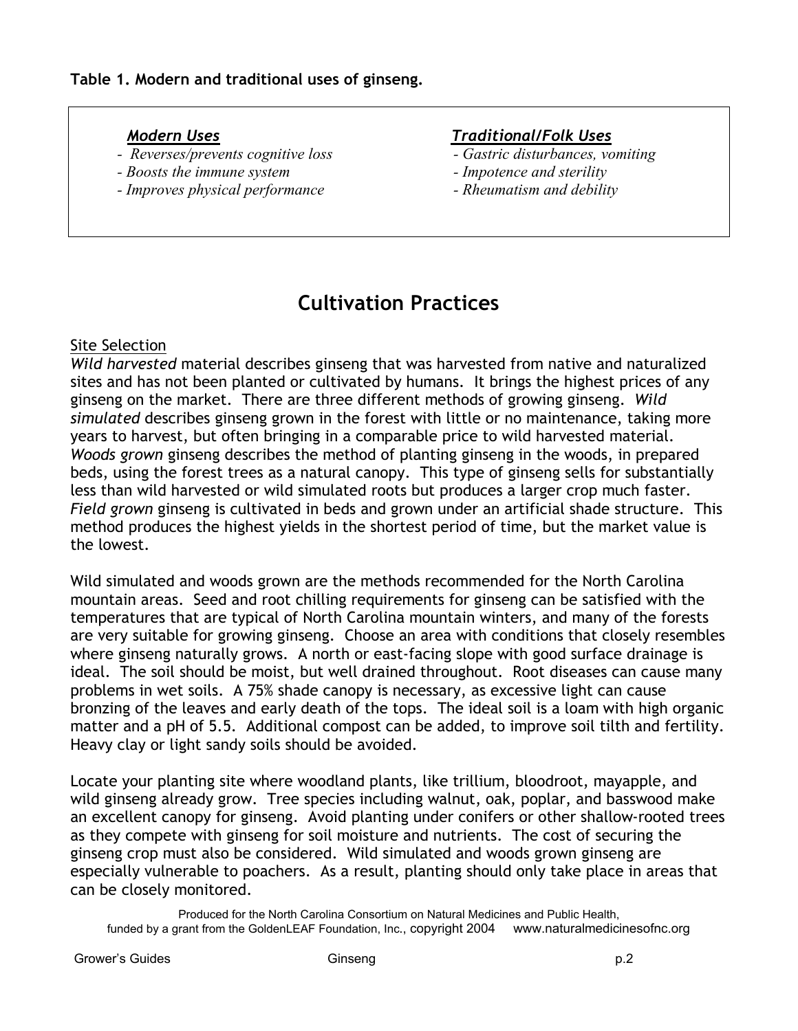**Table 1. Modern and traditional uses of ginseng.**

| *Modern Uses* | *Traditional/Folk Uses* |
|---|---|
| - *Reverses/prevents cognitive loss* | - *Gastric disturbances, vomiting* |
| - *Boosts the immune system* | - *Impotence and sterility* |
| - *Improves physical performance* | - *Rheumatism and debility* |

# Cultivation Practices

## Site Selection

*Wild harvested* material describes ginseng that was harvested from native and naturalized sites and has not been planted or cultivated by humans. It brings the highest prices of any ginseng on the market. There are three different methods of growing ginseng. *Wild simulated* describes ginseng grown in the forest with little or no maintenance, taking more years to harvest, but often bringing in a comparable price to wild harvested material. *Woods grown* ginseng describes the method of planting ginseng in the woods, in prepared beds, using the forest trees as a natural canopy. This type of ginseng sells for substantially less than wild harvested or wild simulated roots but produces a larger crop much faster. *Field grown* ginseng is cultivated in beds and grown under an artificial shade structure. This method produces the highest yields in the shortest period of time, but the market value is the lowest.

Wild simulated and woods grown are the methods recommended for the North Carolina mountain areas. Seed and root chilling requirements for ginseng can be satisfied with the temperatures that are typical of North Carolina mountain winters, and many of the forests are very suitable for growing ginseng. Choose an area with conditions that closely resembles where ginseng naturally grows. A north or east-facing slope with good surface drainage is ideal. The soil should be moist, but well drained throughout. Root diseases can cause many problems in wet soils. A 75% shade canopy is necessary, as excessive light can cause bronzing of the leaves and early death of the tops. The ideal soil is a loam with high organic matter and a pH of 5.5. Additional compost can be added, to improve soil tilth and fertility. Heavy clay or light sandy soils should be avoided.

Locate your planting site where woodland plants, like trillium, bloodroot, mayapple, and wild ginseng already grow. Tree species including walnut, oak, poplar, and basswood make an excellent canopy for ginseng. Avoid planting under conifers or other shallow-rooted trees as they compete with ginseng for soil moisture and nutrients. The cost of securing the ginseng crop must also be considered. Wild simulated and woods grown ginseng are especially vulnerable to poachers. As a result, planting should only take place in areas that can be closely monitored.

Produced for the North Carolina Consortium on Natural Medicines and Public Health, funded by a grant from the GoldenLEAF Foundation, Inc., copyright 2004 www.naturalmedicinesofnc.org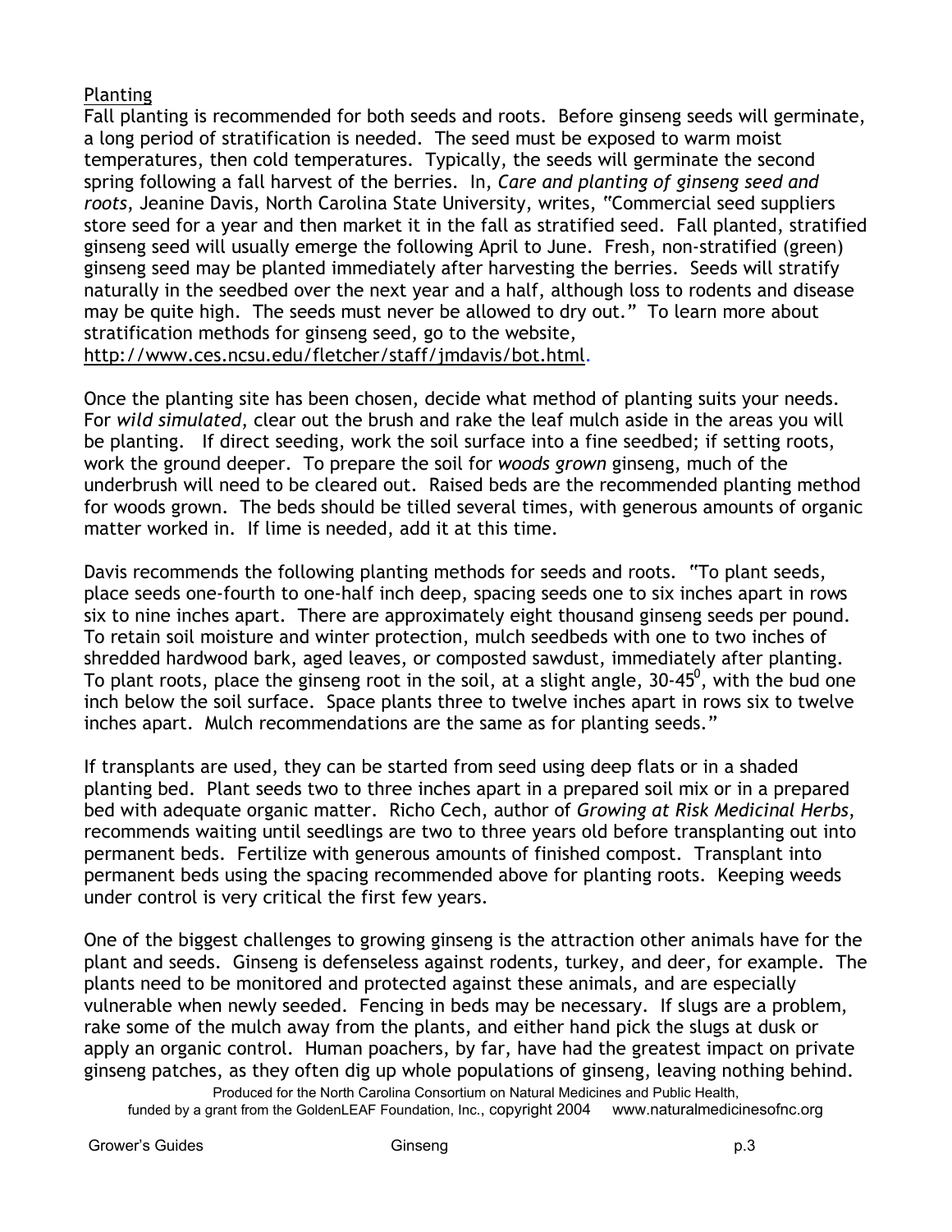## Planting

Fall planting is recommended for both seeds and roots. Before ginseng seeds will germinate, a long period of stratification is needed. The seed must be exposed to warm moist temperatures, then cold temperatures. Typically, the seeds will germinate the second spring following a fall harvest of the berries. In, *Care and planting of ginseng seed and roots*, Jeanine Davis, North Carolina State University, writes, "Commercial seed suppliers store seed for a year and then market it in the fall as stratified seed. Fall planted, stratified ginseng seed will usually emerge the following April to June. Fresh, non-stratified (green) ginseng seed may be planted immediately after harvesting the berries. Seeds will stratify naturally in the seedbed over the next year and a half, although loss to rodents and disease may be quite high. The seeds must never be allowed to dry out." To learn more about stratification methods for ginseng seed, go to the website, http://www.ces.ncsu.edu/fletcher/staff/jmdavis/bot.html.

Once the planting site has been chosen, decide what method of planting suits your needs. For *wild simulated*, clear out the brush and rake the leaf mulch aside in the areas you will be planting. If direct seeding, work the soil surface into a fine seedbed; if setting roots, work the ground deeper. To prepare the soil for *woods grown* ginseng, much of the underbrush will need to be cleared out. Raised beds are the recommended planting method for woods grown. The beds should be tilled several times, with generous amounts of organic matter worked in. If lime is needed, add it at this time.

Davis recommends the following planting methods for seeds and roots. "To plant seeds, place seeds one-fourth to one-half inch deep, spacing seeds one to six inches apart in rows six to nine inches apart. There are approximately eight thousand ginseng seeds per pound. To retain soil moisture and winter protection, mulch seedbeds with one to two inches of shredded hardwood bark, aged leaves, or composted sawdust, immediately after planting. To plant roots, place the ginseng root in the soil, at a slight angle, 30-45$^0$, with the bud one inch below the soil surface. Space plants three to twelve inches apart in rows six to twelve inches apart. Mulch recommendations are the same as for planting seeds."

If transplants are used, they can be started from seed using deep flats or in a shaded planting bed. Plant seeds two to three inches apart in a prepared soil mix or in a prepared bed with adequate organic matter. Richo Cech, author of *Growing at Risk Medicinal Herbs*, recommends waiting until seedlings are two to three years old before transplanting out into permanent beds. Fertilize with generous amounts of finished compost. Transplant into permanent beds using the spacing recommended above for planting roots. Keeping weeds under control is very critical the first few years.

One of the biggest challenges to growing ginseng is the attraction other animals have for the plant and seeds. Ginseng is defenseless against rodents, turkey, and deer, for example. The plants need to be monitored and protected against these animals, and are especially vulnerable when newly seeded. Fencing in beds may be necessary. If slugs are a problem, rake some of the mulch away from the plants, and either hand pick the slugs at dusk or apply an organic control. Human poachers, by far, have had the greatest impact on private ginseng patches, as they often dig up whole populations of ginseng, leaving nothing behind.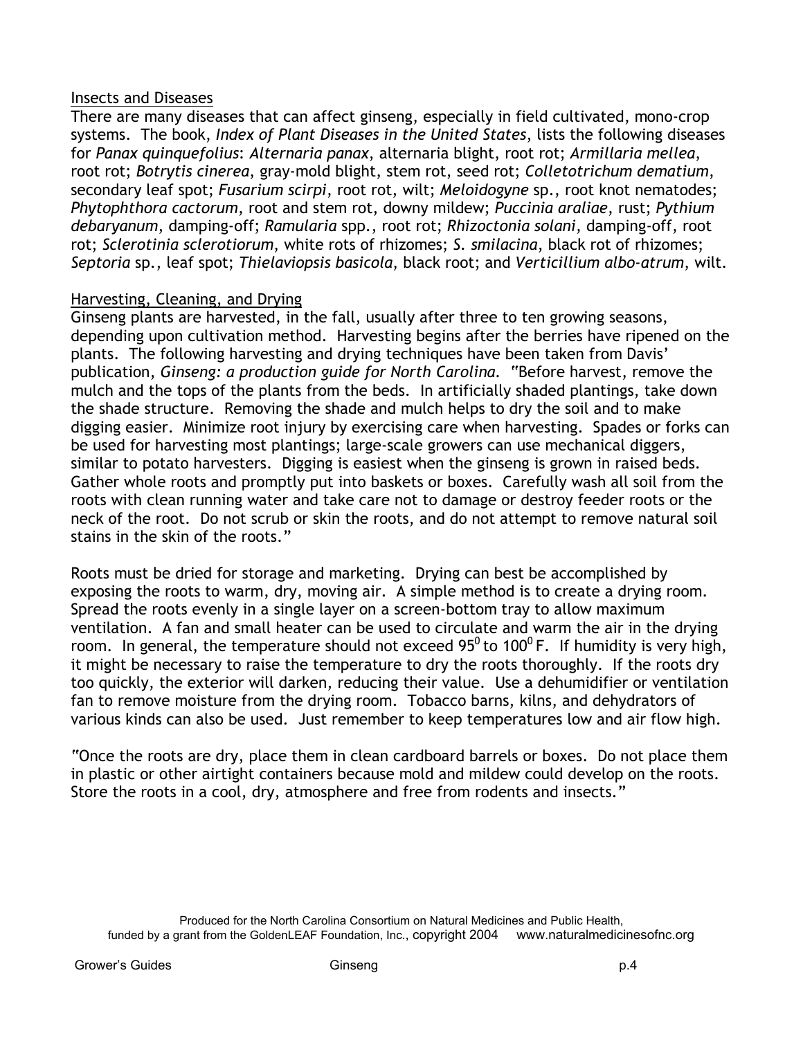## Insects and Diseases

There are many diseases that can affect ginseng, especially in field cultivated, mono-crop systems. The book, *Index of Plant Diseases in the United States*, lists the following diseases for *Panax quinquefolius*: *Alternaria panax*, alternaria blight, root rot; *Armillaria mellea*, root rot; *Botrytis cinerea*, gray-mold blight, stem rot, seed rot; *Colletotrichum dematium*, secondary leaf spot; *Fusarium scirpi*, root rot, wilt; *Meloidogyne* sp., root knot nematodes; *Phytophthora cactorum*, root and stem rot, downy mildew; *Puccinia araliae*, rust; *Pythium debaryanum*, damping-off; *Ramularia* spp., root rot; *Rhizoctonia solani*, damping-off, root rot; *Sclerotinia sclerotiorum*, white rots of rhizomes; *S. smilacina*, black rot of rhizomes; *Septoria* sp., leaf spot; *Thielaviopsis basicola*, black root; and *Verticillium albo-atrum*, wilt.

## Harvesting, Cleaning, and Drying

Ginseng plants are harvested, in the fall, usually after three to ten growing seasons, depending upon cultivation method. Harvesting begins after the berries have ripened on the plants. The following harvesting and drying techniques have been taken from Davis' publication, *Ginseng: a production guide for North Carolina*. "Before harvest, remove the mulch and the tops of the plants from the beds. In artificially shaded plantings, take down the shade structure. Removing the shade and mulch helps to dry the soil and to make digging easier. Minimize root injury by exercising care when harvesting. Spades or forks can be used for harvesting most plantings; large-scale growers can use mechanical diggers, similar to potato harvesters. Digging is easiest when the ginseng is grown in raised beds. Gather whole roots and promptly put into baskets or boxes. Carefully wash all soil from the roots with clean running water and take care not to damage or destroy feeder roots or the neck of the root. Do not scrub or skin the roots, and do not attempt to remove natural soil stains in the skin of the roots."

Roots must be dried for storage and marketing. Drying can best be accomplished by exposing the roots to warm, dry, moving air. A simple method is to create a drying room. Spread the roots evenly in a single layer on a screen-bottom tray to allow maximum ventilation. A fan and small heater can be used to circulate and warm the air in the drying room. In general, the temperature should not exceed $95^0$ to $100^0$ F. If humidity is very high, it might be necessary to raise the temperature to dry the roots thoroughly. If the roots dry too quickly, the exterior will darken, reducing their value. Use a dehumidifier or ventilation fan to remove moisture from the drying room. Tobacco barns, kilns, and dehydrators of various kinds can also be used. Just remember to keep temperatures low and air flow high.

"Once the roots are dry, place them in clean cardboard barrels or boxes. Do not place them in plastic or other airtight containers because mold and mildew could develop on the roots. Store the roots in a cool, dry, atmosphere and free from rodents and insects."

Produced for the North Carolina Consortium on Natural Medicines and Public Health, funded by a grant from the GoldenLEAF Foundation, Inc., copyright 2004 www.naturalmedicinesofnc.org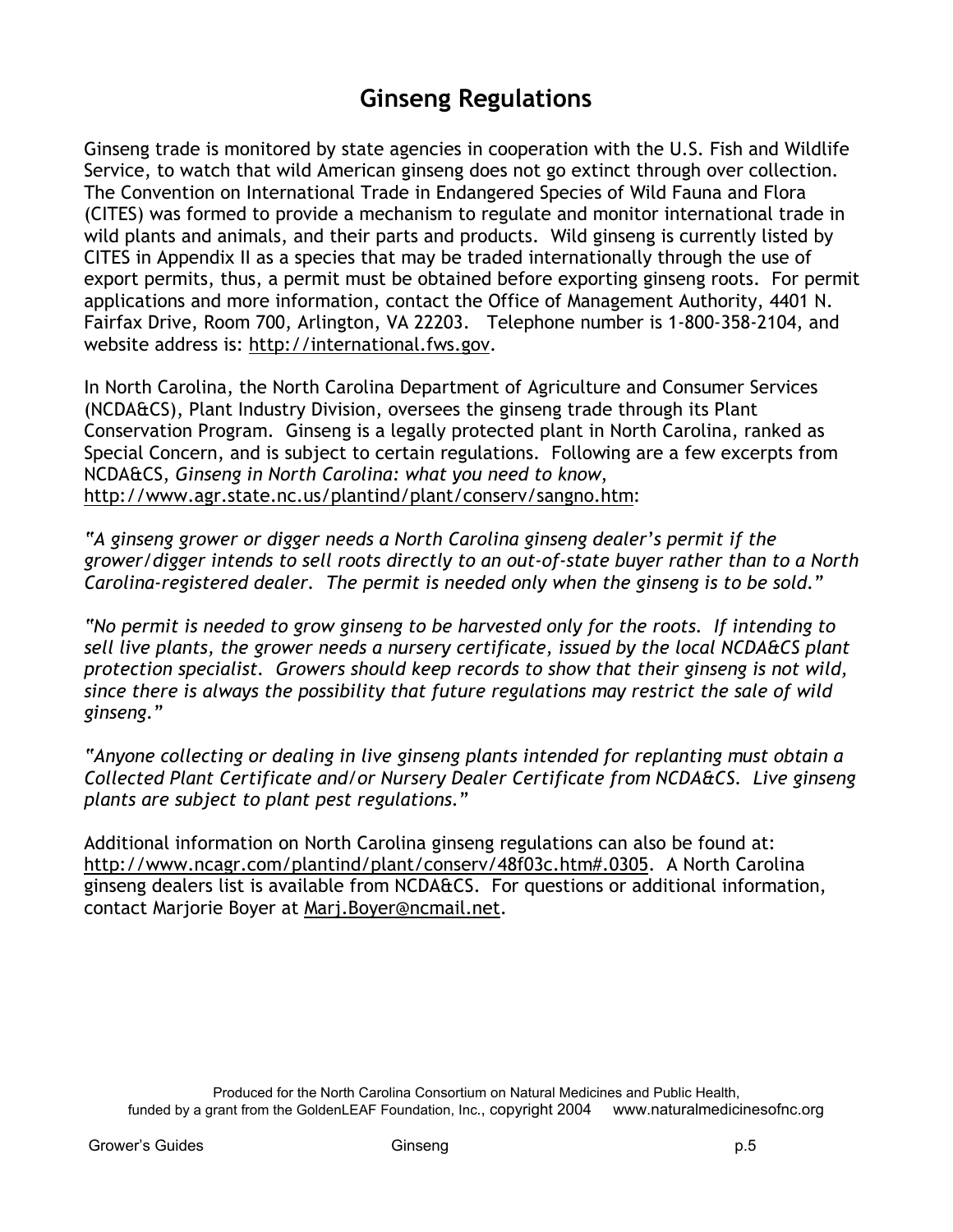# Ginseng Regulations

Ginseng trade is monitored by state agencies in cooperation with the U.S. Fish and Wildlife Service, to watch that wild American ginseng does not go extinct through over collection. The Convention on International Trade in Endangered Species of Wild Fauna and Flora (CITES) was formed to provide a mechanism to regulate and monitor international trade in wild plants and animals, and their parts and products. Wild ginseng is currently listed by CITES in Appendix II as a species that may be traded internationally through the use of export permits, thus, a permit must be obtained before exporting ginseng roots. For permit applications and more information, contact the Office of Management Authority, 4401 N. Fairfax Drive, Room 700, Arlington, VA 22203. Telephone number is 1-800-358-2104, and website address is: http://international.fws.gov.

In North Carolina, the North Carolina Department of Agriculture and Consumer Services (NCDA&CS), Plant Industry Division, oversees the ginseng trade through its Plant Conservation Program. Ginseng is a legally protected plant in North Carolina, ranked as Special Concern, and is subject to certain regulations. Following are a few excerpts from NCDA&CS, *Ginseng in North Carolina: what you need to know*, http://www.agr.state.nc.us/plantind/plant/conserv/sangno.htm:

*"A ginseng grower or digger needs a North Carolina ginseng dealer's permit if the grower/digger intends to sell roots directly to an out-of-state buyer rather than to a North Carolina-registered dealer. The permit is needed only when the ginseng is to be sold."*

*"No permit is needed to grow ginseng to be harvested only for the roots. If intending to sell live plants, the grower needs a nursery certificate, issued by the local NCDA&CS plant protection specialist. Growers should keep records to show that their ginseng is not wild, since there is always the possibility that future regulations may restrict the sale of wild ginseng."*

*"Anyone collecting or dealing in live ginseng plants intended for replanting must obtain a Collected Plant Certificate and/or Nursery Dealer Certificate from NCDA&CS. Live ginseng plants are subject to plant pest regulations."*

Additional information on North Carolina ginseng regulations can also be found at: http://www.ncagr.com/plantind/plant/conserv/48f03c.htm#.0305. A North Carolina ginseng dealers list is available from NCDA&CS. For questions or additional information, contact Marjorie Boyer at Marj.Boyer@ncmail.net.

Produced for the North Carolina Consortium on Natural Medicines and Public Health, funded by a grant from the GoldenLEAF Foundation, Inc., copyright 2004 www.naturalmedicinesofnc.org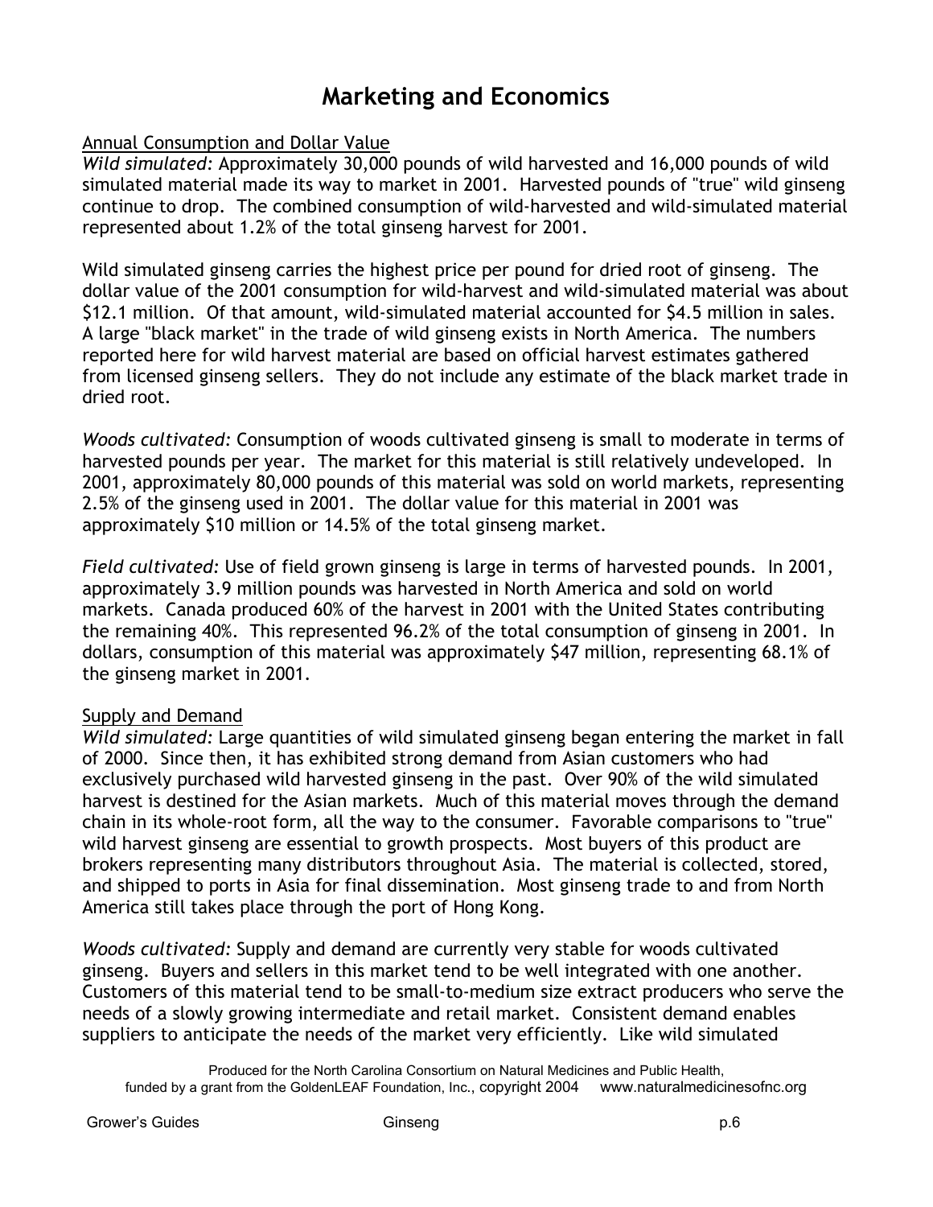# Marketing and Economics

Annual Consumption and Dollar Value

*Wild simulated:* Approximately 30,000 pounds of wild harvested and 16,000 pounds of wild simulated material made its way to market in 2001. Harvested pounds of "true" wild ginseng continue to drop. The combined consumption of wild-harvested and wild-simulated material represented about 1.2% of the total ginseng harvest for 2001.

Wild simulated ginseng carries the highest price per pound for dried root of ginseng. The dollar value of the 2001 consumption for wild-harvest and wild-simulated material was about $12.1 million. Of that amount, wild-simulated material accounted for $4.5 million in sales. A large "black market" in the trade of wild ginseng exists in North America. The numbers reported here for wild harvest material are based on official harvest estimates gathered from licensed ginseng sellers. They do not include any estimate of the black market trade in dried root.

*Woods cultivated:* Consumption of woods cultivated ginseng is small to moderate in terms of harvested pounds per year. The market for this material is still relatively undeveloped. In 2001, approximately 80,000 pounds of this material was sold on world markets, representing 2.5% of the ginseng used in 2001. The dollar value for this material in 2001 was approximately $10 million or 14.5% of the total ginseng market.

*Field cultivated:* Use of field grown ginseng is large in terms of harvested pounds. In 2001, approximately 3.9 million pounds was harvested in North America and sold on world markets. Canada produced 60% of the harvest in 2001 with the United States contributing the remaining 40%. This represented 96.2% of the total consumption of ginseng in 2001. In dollars, consumption of this material was approximately $47 million, representing 68.1% of the ginseng market in 2001.

Supply and Demand

*Wild simulated:* Large quantities of wild simulated ginseng began entering the market in fall of 2000. Since then, it has exhibited strong demand from Asian customers who had exclusively purchased wild harvested ginseng in the past. Over 90% of the wild simulated harvest is destined for the Asian markets. Much of this material moves through the demand chain in its whole-root form, all the way to the consumer. Favorable comparisons to "true" wild harvest ginseng are essential to growth prospects. Most buyers of this product are brokers representing many distributors throughout Asia. The material is collected, stored, and shipped to ports in Asia for final dissemination. Most ginseng trade to and from North America still takes place through the port of Hong Kong.

*Woods cultivated:* Supply and demand are currently very stable for woods cultivated ginseng. Buyers and sellers in this market tend to be well integrated with one another. Customers of this material tend to be small-to-medium size extract producers who serve the needs of a slowly growing intermediate and retail market. Consistent demand enables suppliers to anticipate the needs of the market very efficiently. Like wild simulated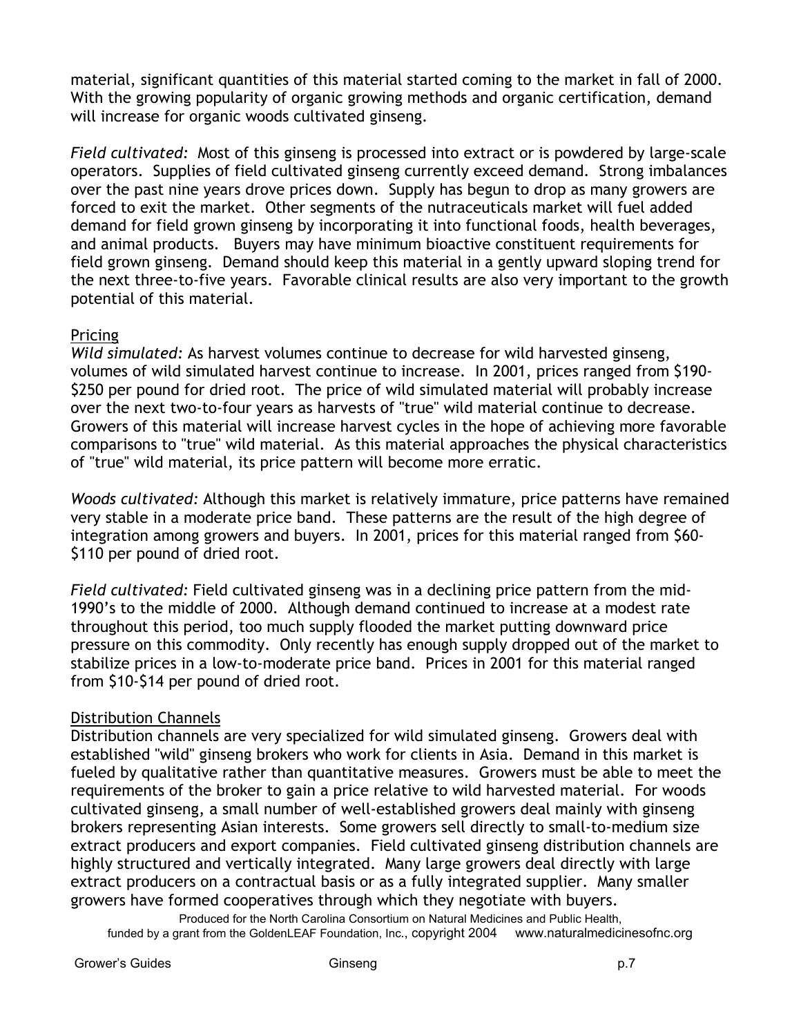material, significant quantities of this material started coming to the market in fall of 2000. With the growing popularity of organic growing methods and organic certification, demand will increase for organic woods cultivated ginseng.

*Field cultivated:* Most of this ginseng is processed into extract or is powdered by large-scale operators. Supplies of field cultivated ginseng currently exceed demand. Strong imbalances over the past nine years drove prices down. Supply has begun to drop as many growers are forced to exit the market. Other segments of the nutraceuticals market will fuel added demand for field grown ginseng by incorporating it into functional foods, health beverages, and animal products. Buyers may have minimum bioactive constituent requirements for field grown ginseng. Demand should keep this material in a gently upward sloping trend for the next three-to-five years. Favorable clinical results are also very important to the growth potential of this material.

<u>Pricing</u>

*Wild simulated:* As harvest volumes continue to decrease for wild harvested ginseng, volumes of wild simulated harvest continue to increase. In 2001, prices ranged from $190-$250 per pound for dried root. The price of wild simulated material will probably increase over the next two-to-four years as harvests of "true" wild material continue to decrease. Growers of this material will increase harvest cycles in the hope of achieving more favorable comparisons to "true" wild material. As this material approaches the physical characteristics of "true" wild material, its price pattern will become more erratic.

*Woods cultivated:* Although this market is relatively immature, price patterns have remained very stable in a moderate price band. These patterns are the result of the high degree of integration among growers and buyers. In 2001, prices for this material ranged from $60-$110 per pound of dried root.

*Field cultivated:* Field cultivated ginseng was in a declining price pattern from the mid-1990's to the middle of 2000. Although demand continued to increase at a modest rate throughout this period, too much supply flooded the market putting downward price pressure on this commodity. Only recently has enough supply dropped out of the market to stabilize prices in a low-to-moderate price band. Prices in 2001 for this material ranged from $10-$14 per pound of dried root.

<u>Distribution Channels</u>

Distribution channels are very specialized for wild simulated ginseng. Growers deal with established "wild" ginseng brokers who work for clients in Asia. Demand in this market is fueled by qualitative rather than quantitative measures. Growers must be able to meet the requirements of the broker to gain a price relative to wild harvested material. For woods cultivated ginseng, a small number of well-established growers deal mainly with ginseng brokers representing Asian interests. Some growers sell directly to small-to-medium size extract producers and export companies. Field cultivated ginseng distribution channels are highly structured and vertically integrated. Many large growers deal directly with large extract producers on a contractual basis or as a fully integrated supplier. Many smaller growers have formed cooperatives through which they negotiate with buyers.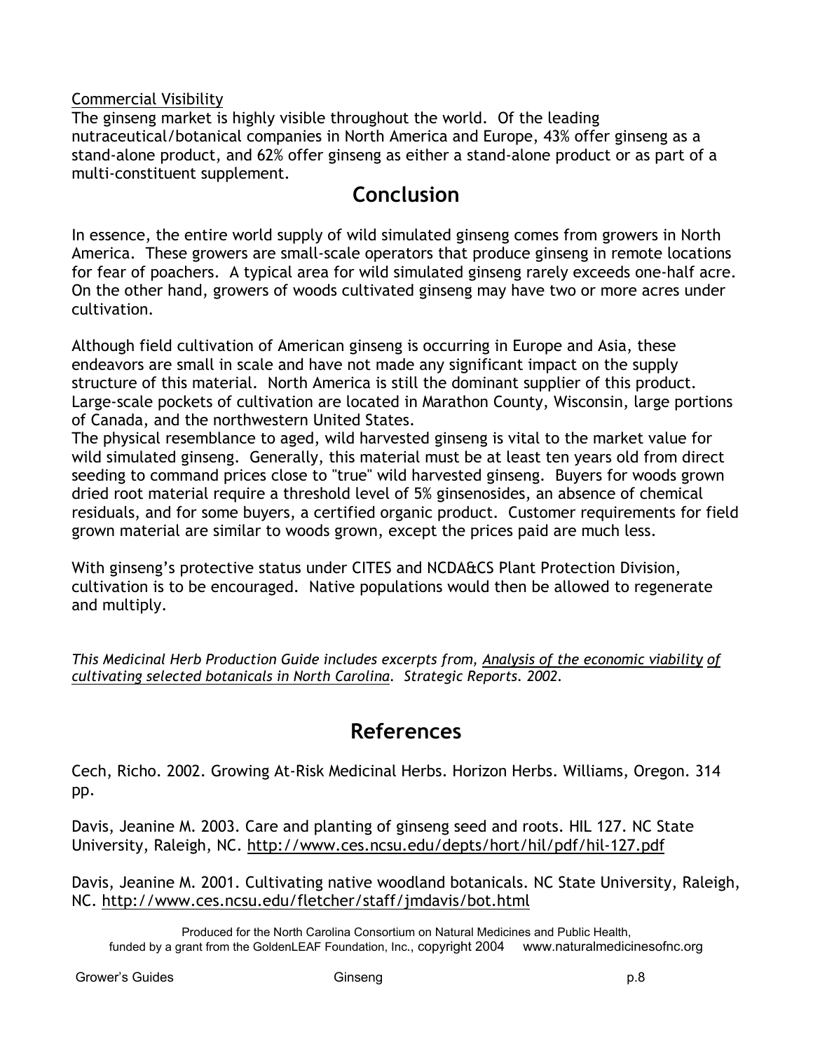Commercial Visibility

The ginseng market is highly visible throughout the world. Of the leading nutraceutical/botanical companies in North America and Europe, 43% offer ginseng as a stand-alone product, and 62% offer ginseng as either a stand-alone product or as part of a multi-constituent supplement.

## Conclusion

In essence, the entire world supply of wild simulated ginseng comes from growers in North America. These growers are small-scale operators that produce ginseng in remote locations for fear of poachers. A typical area for wild simulated ginseng rarely exceeds one-half acre. On the other hand, growers of woods cultivated ginseng may have two or more acres under cultivation.

Although field cultivation of American ginseng is occurring in Europe and Asia, these endeavors are small in scale and have not made any significant impact on the supply structure of this material. North America is still the dominant supplier of this product. Large-scale pockets of cultivation are located in Marathon County, Wisconsin, large portions of Canada, and the northwestern United States.

The physical resemblance to aged, wild harvested ginseng is vital to the market value for wild simulated ginseng. Generally, this material must be at least ten years old from direct seeding to command prices close to "true" wild harvested ginseng. Buyers for woods grown dried root material require a threshold level of 5% ginsenosides, an absence of chemical residuals, and for some buyers, a certified organic product. Customer requirements for field grown material are similar to woods grown, except the prices paid are much less.

With ginseng's protective status under CITES and NCDA&CS Plant Protection Division, cultivation is to be encouraged. Native populations would then be allowed to regenerate and multiply.

*This Medicinal Herb Production Guide includes excerpts from, Analysis of the economic viability of cultivating selected botanicals in North Carolina. Strategic Reports. 2002.*

## References

Cech, Richo. 2002. Growing At-Risk Medicinal Herbs. Horizon Herbs. Williams, Oregon. 314 pp.

Davis, Jeanine M. 2003. Care and planting of ginseng seed and roots. HIL 127. NC State University, Raleigh, NC. http://www.ces.ncsu.edu/depts/hort/hil/pdf/hil-127.pdf

Davis, Jeanine M. 2001. Cultivating native woodland botanicals. NC State University, Raleigh, NC. http://www.ces.ncsu.edu/fletcher/staff/jmdavis/bot.html

Produced for the North Carolina Consortium on Natural Medicines and Public Health, funded by a grant from the GoldenLEAF Foundation, Inc., copyright 2004 www.naturalmedicinesofnc.org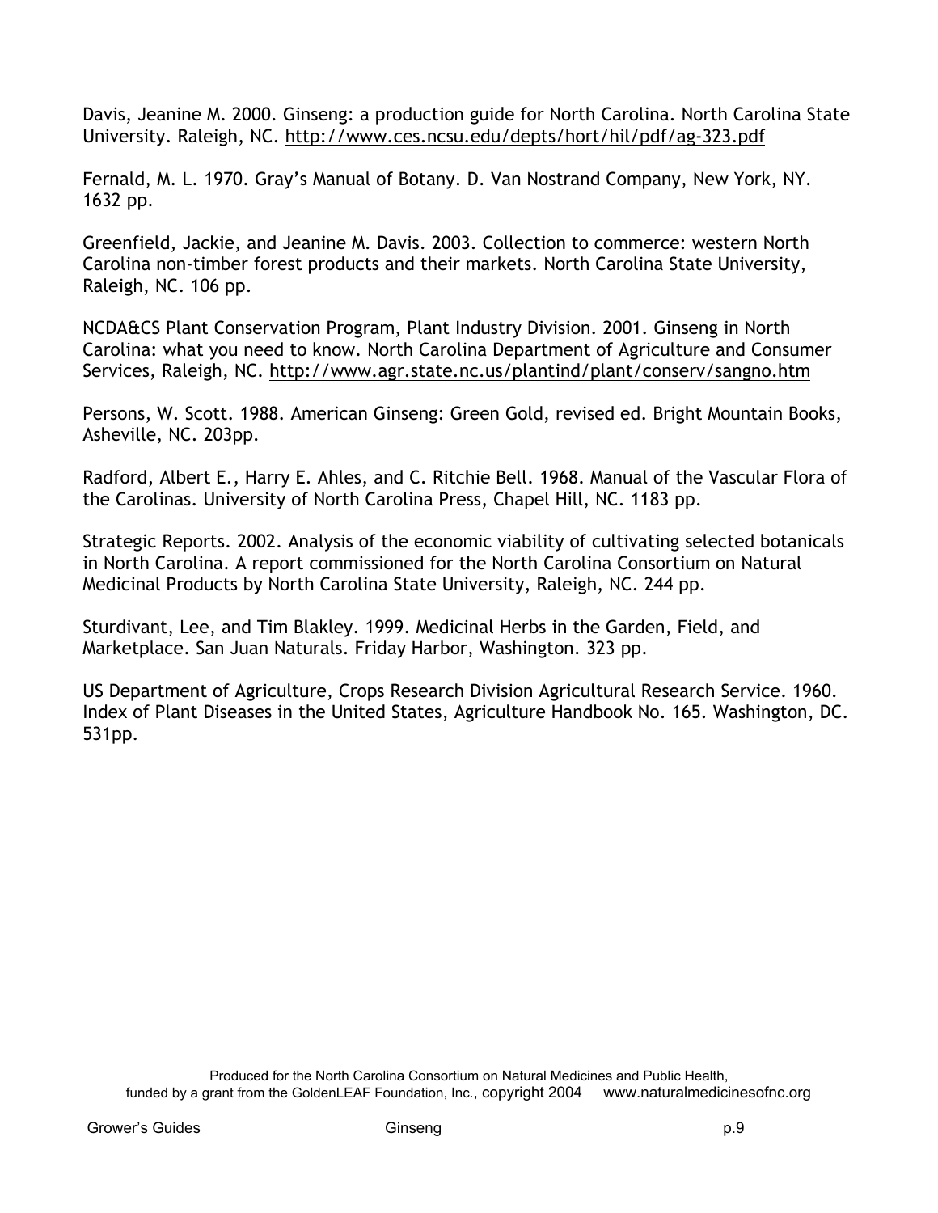Davis, Jeanine M. 2000. Ginseng: a production guide for North Carolina. North Carolina State University. Raleigh, NC. http://www.ces.ncsu.edu/depts/hort/hil/pdf/ag-323.pdf

Fernald, M. L. 1970. Gray's Manual of Botany. D. Van Nostrand Company, New York, NY. 1632 pp.

Greenfield, Jackie, and Jeanine M. Davis. 2003. Collection to commerce: western North Carolina non-timber forest products and their markets. North Carolina State University, Raleigh, NC. 106 pp.

NCDA&CS Plant Conservation Program, Plant Industry Division. 2001. Ginseng in North Carolina: what you need to know. North Carolina Department of Agriculture and Consumer Services, Raleigh, NC. http://www.agr.state.nc.us/plantind/plant/conserv/sangno.htm

Persons, W. Scott. 1988. American Ginseng: Green Gold, revised ed. Bright Mountain Books, Asheville, NC. 203pp.

Radford, Albert E., Harry E. Ahles, and C. Ritchie Bell. 1968. Manual of the Vascular Flora of the Carolinas. University of North Carolina Press, Chapel Hill, NC. 1183 pp.

Strategic Reports. 2002. Analysis of the economic viability of cultivating selected botanicals in North Carolina. A report commissioned for the North Carolina Consortium on Natural Medicinal Products by North Carolina State University, Raleigh, NC. 244 pp.

Sturdivant, Lee, and Tim Blakley. 1999. Medicinal Herbs in the Garden, Field, and Marketplace. San Juan Naturals. Friday Harbor, Washington. 323 pp.

US Department of Agriculture, Crops Research Division Agricultural Research Service. 1960. Index of Plant Diseases in the United States, Agriculture Handbook No. 165. Washington, DC. 531pp.